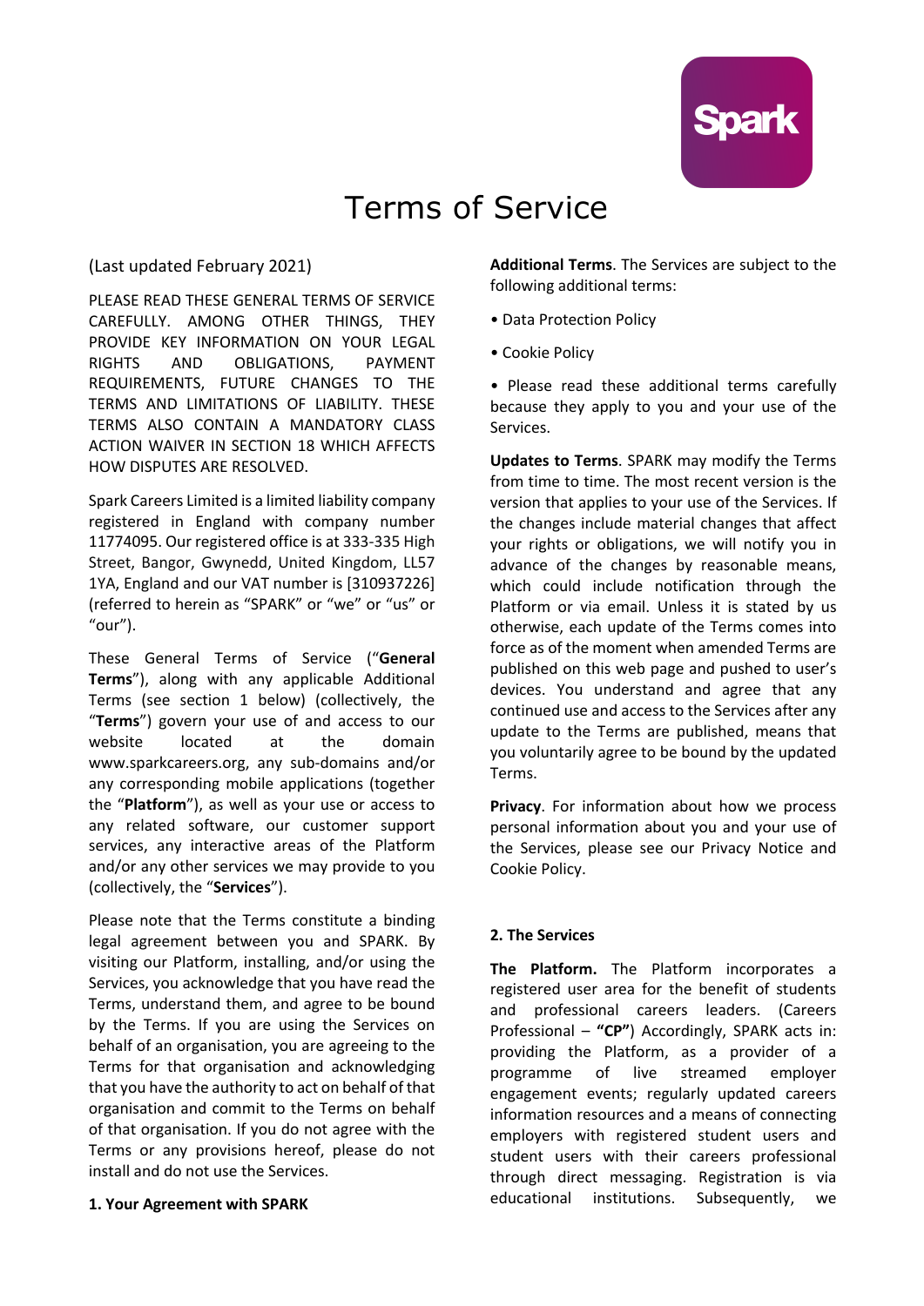# Terms of Service

(Last updated February 2021)

PLEASE READ THESE GENERAL TERMS OF SERVICE CAREFULLY. AMONG OTHER THINGS, THEY PROVIDE KEY INFORMATION ON YOUR LEGAL RIGHTS AND OBLIGATIONS, PAYMENT REQUIREMENTS, FUTURE CHANGES TO THE TERMS AND LIMITATIONS OF LIABILITY. THESE TERMS ALSO CONTAIN A MANDATORY CLASS ACTION WAIVER IN SECTION 18 WHICH AFFECTS HOW DISPUTES ARE RESOLVED.

Spark Careers Limited is a limited liability company registered in England with company number 11774095. Our registered office is at 333-335 High Street, Bangor, Gwynedd, United Kingdom, LL57 1YA, England and our VAT number is [310937226] (referred to herein as "SPARK" or "we" or "us" or "our").

These General Terms of Service ("**General Terms**"), along with any applicable Additional Terms (see section 1 below) (collectively, the "**Terms**") govern your use of and access to our website located at the domain www.sparkcareers.org, any sub-domains and/or any corresponding mobile applications (together the "**Platform**"), as well as your use or access to any related software, our customer support services, any interactive areas of the Platform and/or any other services we may provide to you (collectively, the "**Services**").

Please note that the Terms constitute a binding legal agreement between you and SPARK. By visiting our Platform, installing, and/or using the Services, you acknowledge that you have read the Terms, understand them, and agree to be bound by the Terms. If you are using the Services on behalf of an organisation, you are agreeing to the Terms for that organisation and acknowledging that you have the authority to act on behalf of that organisation and commit to the Terms on behalf of that organisation. If you do not agree with the Terms or any provisions hereof, please do not install and do not use the Services.

**1. Your Agreement with SPARK**

**Additional Terms**. The Services are subject to the following additional terms:

• Data Protection Policy

• Cookie Policy

• Please read these additional terms carefully because they apply to you and your use of the Services.

**Updates to Terms**. SPARK may modify the Terms from time to time. The most recent version is the version that applies to your use of the Services. If the changes include material changes that affect your rights or obligations, we will notify you in advance of the changes by reasonable means, which could include notification through the Platform or via email. Unless it is stated by us otherwise, each update of the Terms comes into force as of the moment when amended Terms are published on this web page and pushed to user's devices. You understand and agree that any continued use and access to the Services after any update to the Terms are published, means that you voluntarily agree to be bound by the updated Terms.

**Privacy**. For information about how we process personal information about you and your use of the Services, please see our Privacy Notice and Cookie Policy.

**2. The Services**

**The Platform.** The Platform incorporates a registered user area for the benefit of students and professional careers leaders. (Careers Professional – **"CP"**) Accordingly, SPARK acts in: providing the Platform, as a provider of a programme of live streamed employer engagement events; regularly updated careers information resources and a means of connecting employers with registered student users and student users with their careers professional through direct messaging. Registration is via educational institutions. Subsequently, we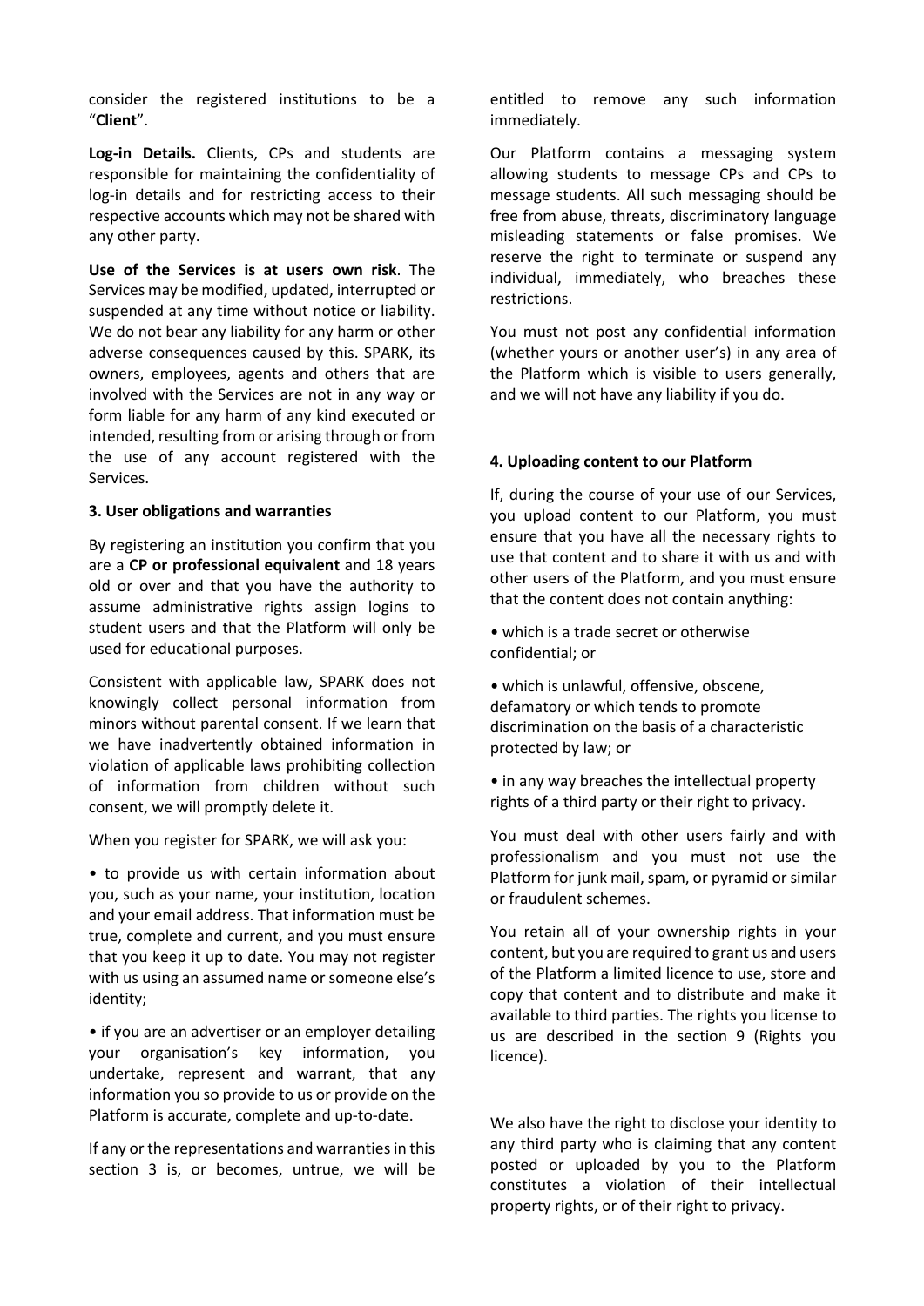consider the registered institutions to be a "**Client**".

**Log-in Details.** Clients, CPs and students are responsible for maintaining the confidentiality of log-in details and for restricting access to their respective accounts which may not be shared with any other party.

**Use of the Services is at users own risk**. The Services may be modified, updated, interrupted or suspended at any time without notice or liability. We do not bear any liability for any harm or other adverse consequences caused by this. SPARK, its owners, employees, agents and others that are involved with the Services are not in any way or form liable for any harm of any kind executed or intended, resulting from or arising through or from the use of any account registered with the Services.

**3. User obligations and warranties**

By registering an institution you confirm that you are a **CP or professional equivalent** and 18 years old or over and that you have the authority to assume administrative rights assign logins to student users and that the Platform will only be used for educational purposes.

Consistent with applicable law, SPARK does not knowingly collect personal information from minors without parental consent. If we learn that we have inadvertently obtained information in violation of applicable laws prohibiting collection of information from children without such consent, we will promptly delete it.

When you register for SPARK, we will ask you:

- to provide us with certain information about you, such as your name, your institution, location and your email address. That information must be true, complete and current, and you must ensure that you keep it up to date. You may not register with us using an assumed name or someone else's identity;
- if you are an advertiser or an employer detailing your organisation's key information, you undertake, represent and warrant, that any information you so provide to us or provide on the Platform is accurate, complete and up-to-date.

If any or the representations and warranties in this section 3 is, or becomes, untrue, we will be entitled to remove any such information immediately.

Our Platform contains a messaging system allowing students to message CPs and CPs to message students. All such messaging should be free from abuse, threats, discriminatory language misleading statements or false promises. We reserve the right to terminate or suspend any individual, immediately, who breaches these restrictions.

You must not post any confidential information (whether yours or another user's) in any area of the Platform which is visible to users generally, and we will not have any liability if you do.

**4. Uploading content to our Platform**

If, during the course of your use of our Services, you upload content to our Platform, you must ensure that you have all the necessary rights to use that content and to share it with us and with other users of the Platform, and you must ensure that the content does not contain anything:

- which is a trade secret or otherwise confidential; or
- which is unlawful, offensive, obscene, defamatory or which tends to promote discrimination on the basis of a characteristic protected by law; or
- in any way breaches the intellectual property rights of a third party or their right to privacy.

You must deal with other users fairly and with professionalism and you must not use the Platform for junk mail, spam, or pyramid or similar or fraudulent schemes.

You retain all of your ownership rights in your content, but you are required to grant us and users of the Platform a limited licence to use, store and copy that content and to distribute and make it available to third parties. The rights you license to us are described in the section 9 (Rights you licence).

We also have the right to disclose your identity to any third party who is claiming that any content posted or uploaded by you to the Platform constitutes a violation of their intellectual property rights, or of their right to privacy.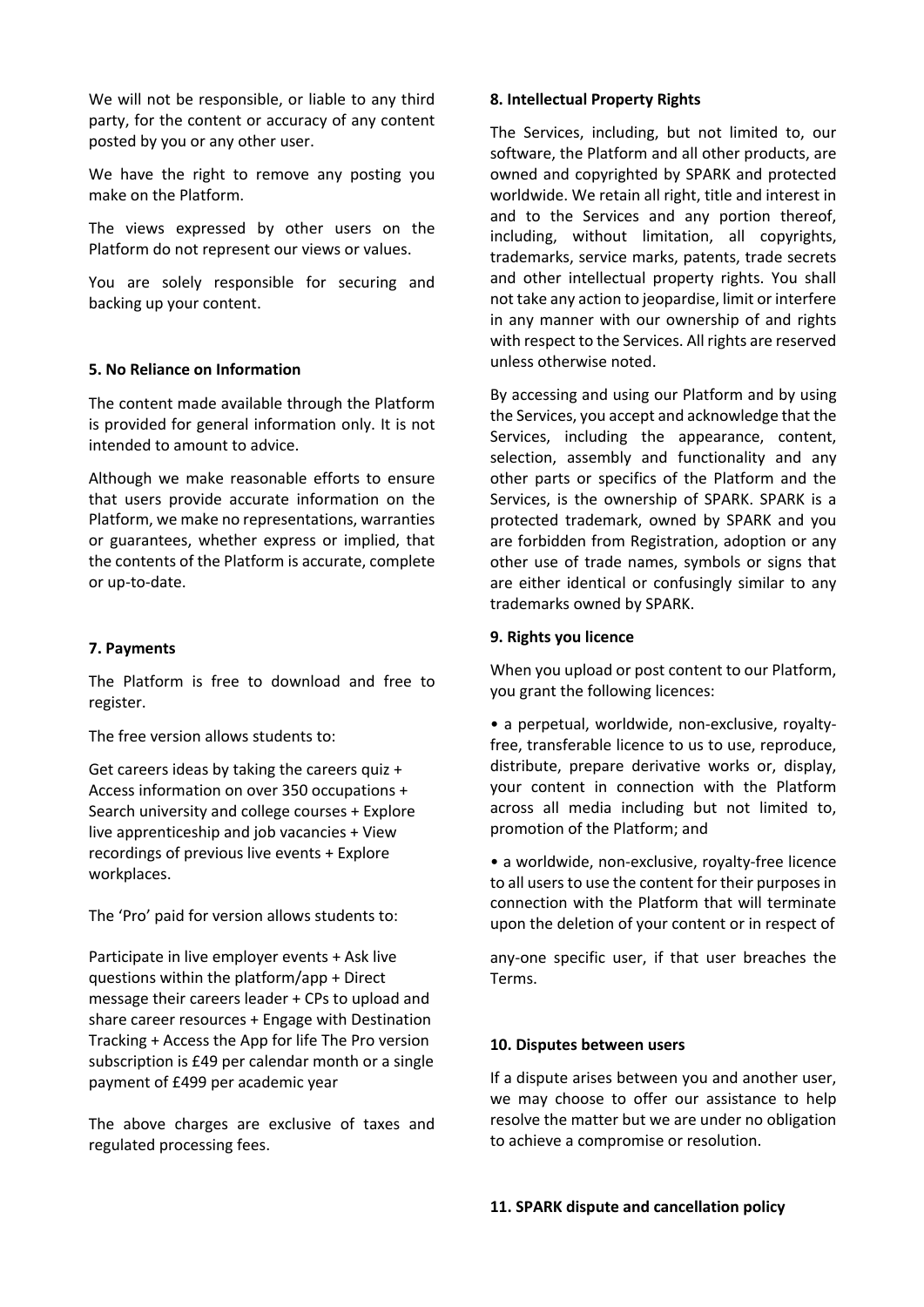We will not be responsible, or liable to any third party, for the content or accuracy of any content posted by you or any other user.

We have the right to remove any posting you make on the Platform.

The views expressed by other users on the Platform do not represent our views or values.

You are solely responsible for securing and backing up your content.

**5. No Reliance on Information**

The content made available through the Platform is provided for general information only. It is not intended to amount to advice.

Although we make reasonable efforts to ensure that users provide accurate information on the Platform, we make no representations, warranties or guarantees, whether express or implied, that the contents of the Platform is accurate, complete or up-to-date.

**7. Payments**

The Platform is free to download and free to register.

The free version allows students to:

Get careers ideas by taking the careers quiz + Access information on over 350 occupations + Search university and college courses + Explore live apprenticeship and job vacancies + View recordings of previous live events + Explore workplaces.

The 'Pro' paid for version allows students to:

Participate in live employer events + Ask live questions within the platform/app + Direct message their careers leader + CPs to upload and share career resources + Engage with Destination Tracking + Access the App for life The Pro version subscription is £49 per calendar month or a single payment of £499 per academic year

The above charges are exclusive of taxes and regulated processing fees.

**8. Intellectual Property Rights**

The Services, including, but not limited to, our software, the Platform and all other products, are owned and copyrighted by SPARK and protected worldwide. We retain all right, title and interest in and to the Services and any portion thereof, including, without limitation, all copyrights, trademarks, service marks, patents, trade secrets and other intellectual property rights. You shall not take any action to jeopardise, limit or interfere in any manner with our ownership of and rights with respect to the Services. All rights are reserved unless otherwise noted.

By accessing and using our Platform and by using the Services, you accept and acknowledge that the Services, including the appearance, content, selection, assembly and functionality and any other parts or specifics of the Platform and the Services, is the ownership of SPARK. SPARK is a protected trademark, owned by SPARK and you are forbidden from Registration, adoption or any other use of trade names, symbols or signs that are either identical or confusingly similar to any trademarks owned by SPARK.

**9. Rights you licence**

When you upload or post content to our Platform, you grant the following licences:

- a perpetual, worldwide, non-exclusive, royalty-free, transferable licence to us to use, reproduce, distribute, prepare derivative works or, display, your content in connection with the Platform across all media including but not limited to, promotion of the Platform; and
- a worldwide, non-exclusive, royalty-free licence to all users to use the content for their purposes in connection with the Platform that will terminate upon the deletion of your content or in respect of any-one specific user, if that user breaches the Terms.

**10. Disputes between users**

If a dispute arises between you and another user, we may choose to offer our assistance to help resolve the matter but we are under no obligation to achieve a compromise or resolution.

**11. SPARK dispute and cancellation policy**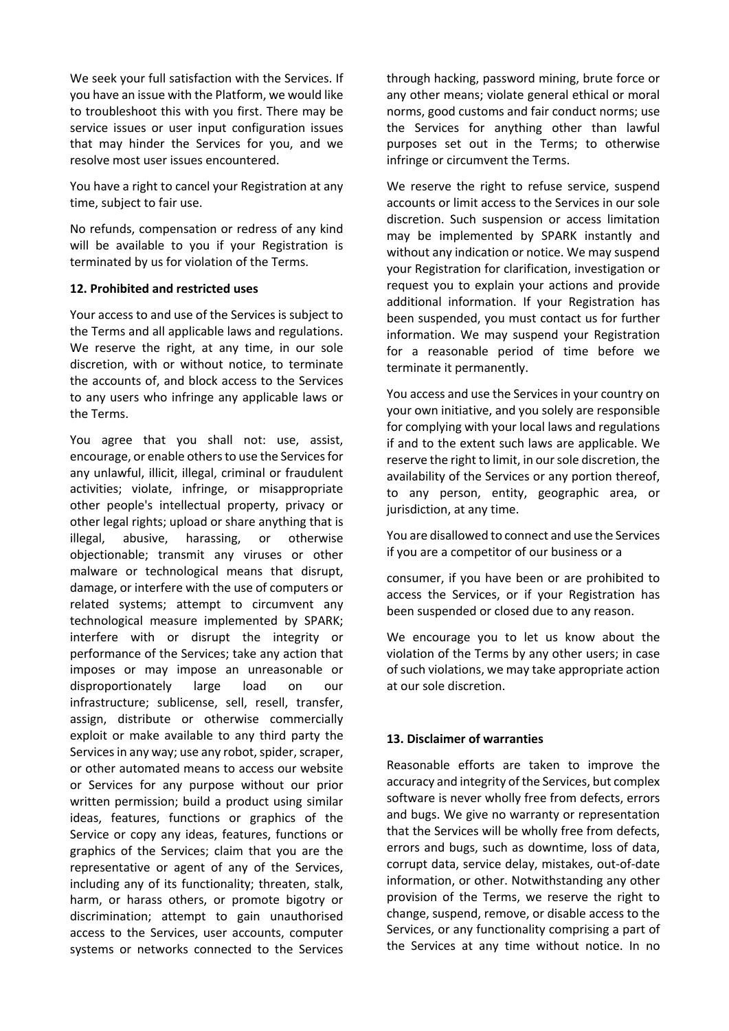We seek your full satisfaction with the Services. If you have an issue with the Platform, we would like to troubleshoot this with you first. There may be service issues or user input configuration issues that may hinder the Services for you, and we resolve most user issues encountered.

You have a right to cancel your Registration at any time, subject to fair use.

No refunds, compensation or redress of any kind will be available to you if your Registration is terminated by us for violation of the Terms.

**12. Prohibited and restricted uses**

Your access to and use of the Services is subject to the Terms and all applicable laws and regulations. We reserve the right, at any time, in our sole discretion, with or without notice, to terminate the accounts of, and block access to the Services to any users who infringe any applicable laws or the Terms.

You agree that you shall not: use, assist, encourage, or enable others to use the Services for any unlawful, illicit, illegal, criminal or fraudulent activities; violate, infringe, or misappropriate other people's intellectual property, privacy or other legal rights; upload or share anything that is illegal, abusive, harassing, or otherwise objectionable; transmit any viruses or other malware or technological means that disrupt, damage, or interfere with the use of computers or related systems; attempt to circumvent any technological measure implemented by SPARK; interfere with or disrupt the integrity or performance of the Services; take any action that imposes or may impose an unreasonable or disproportionately large load on our infrastructure; sublicense, sell, resell, transfer, assign, distribute or otherwise commercially exploit or make available to any third party the Services in any way; use any robot, spider, scraper, or other automated means to access our website or Services for any purpose without our prior written permission; build a product using similar ideas, features, functions or graphics of the Service or copy any ideas, features, functions or graphics of the Services; claim that you are the representative or agent of any of the Services, including any of its functionality; threaten, stalk, harm, or harass others, or promote bigotry or discrimination; attempt to gain unauthorised access to the Services, user accounts, computer systems or networks connected to the Services through hacking, password mining, brute force or any other means; violate general ethical or moral norms, good customs and fair conduct norms; use the Services for anything other than lawful purposes set out in the Terms; to otherwise infringe or circumvent the Terms.

We reserve the right to refuse service, suspend accounts or limit access to the Services in our sole discretion. Such suspension or access limitation may be implemented by SPARK instantly and without any indication or notice. We may suspend your Registration for clarification, investigation or request you to explain your actions and provide additional information. If your Registration has been suspended, you must contact us for further information. We may suspend your Registration for a reasonable period of time before we terminate it permanently.

You access and use the Services in your country on your own initiative, and you solely are responsible for complying with your local laws and regulations if and to the extent such laws are applicable. We reserve the right to limit, in our sole discretion, the availability of the Services or any portion thereof, to any person, entity, geographic area, or jurisdiction, at any time.

You are disallowed to connect and use the Services if you are a competitor of our business or a consumer, if you have been or are prohibited to access the Services, or if your Registration has been suspended or closed due to any reason.

We encourage you to let us know about the violation of the Terms by any other users; in case of such violations, we may take appropriate action at our sole discretion.

**13. Disclaimer of warranties**

Reasonable efforts are taken to improve the accuracy and integrity of the Services, but complex software is never wholly free from defects, errors and bugs. We give no warranty or representation that the Services will be wholly free from defects, errors and bugs, such as downtime, loss of data, corrupt data, service delay, mistakes, out-of-date information, or other. Notwithstanding any other provision of the Terms, we reserve the right to change, suspend, remove, or disable access to the Services, or any functionality comprising a part of the Services at any time without notice. In no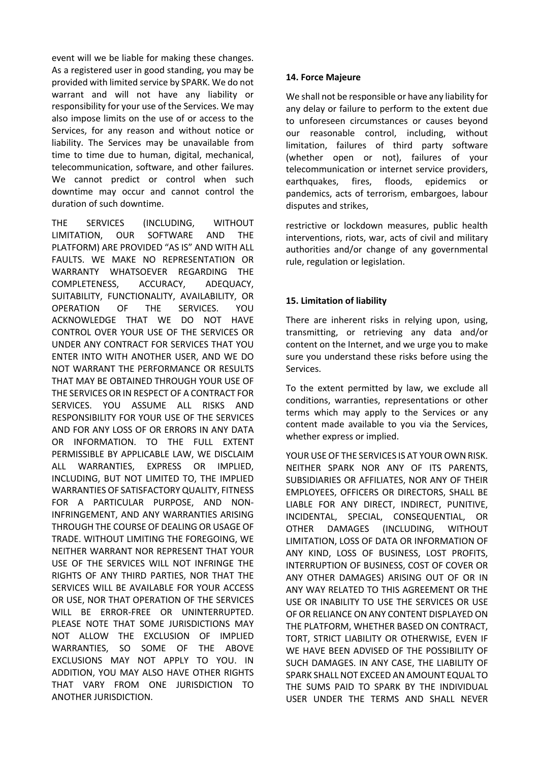event will we be liable for making these changes. As a registered user in good standing, you may be provided with limited service by SPARK. We do not warrant and will not have any liability or responsibility for your use of the Services. We may also impose limits on the use of or access to the Services, for any reason and without notice or liability. The Services may be unavailable from time to time due to human, digital, mechanical, telecommunication, software, and other failures. We cannot predict or control when such downtime may occur and cannot control the duration of such downtime.

THE SERVICES (INCLUDING, WITHOUT LIMITATION, OUR SOFTWARE AND THE PLATFORM) ARE PROVIDED "AS IS" AND WITH ALL FAULTS. WE MAKE NO REPRESENTATION OR WARRANTY WHATSOEVER REGARDING THE COMPLETENESS, ACCURACY, ADEQUACY, SUITABILITY, FUNCTIONALITY, AVAILABILITY, OR OPERATION OF THE SERVICES. YOU ACKNOWLEDGE THAT WE DO NOT HAVE CONTROL OVER YOUR USE OF THE SERVICES OR UNDER ANY CONTRACT FOR SERVICES THAT YOU ENTER INTO WITH ANOTHER USER, AND WE DO NOT WARRANT THE PERFORMANCE OR RESULTS THAT MAY BE OBTAINED THROUGH YOUR USE OF THE SERVICES OR IN RESPECT OF A CONTRACT FOR SERVICES. YOU ASSUME ALL RISKS AND RESPONSIBILITY FOR YOUR USE OF THE SERVICES AND FOR ANY LOSS OF OR ERRORS IN ANY DATA OR INFORMATION. TO THE FULL EXTENT PERMISSIBLE BY APPLICABLE LAW, WE DISCLAIM ALL WARRANTIES, EXPRESS OR IMPLIED, INCLUDING, BUT NOT LIMITED TO, THE IMPLIED WARRANTIES OF SATISFACTORY QUALITY, FITNESS FOR A PARTICULAR PURPOSE, AND NON-INFRINGEMENT, AND ANY WARRANTIES ARISING THROUGH THE COURSE OF DEALING OR USAGE OF TRADE. WITHOUT LIMITING THE FOREGOING, WE NEITHER WARRANT NOR REPRESENT THAT YOUR USE OF THE SERVICES WILL NOT INFRINGE THE RIGHTS OF ANY THIRD PARTIES, NOR THAT THE SERVICES WILL BE AVAILABLE FOR YOUR ACCESS OR USE, NOR THAT OPERATION OF THE SERVICES WILL BE ERROR-FREE OR UNINTERRUPTED. PLEASE NOTE THAT SOME JURISDICTIONS MAY NOT ALLOW THE EXCLUSION OF IMPLIED WARRANTIES, SO SOME OF THE ABOVE EXCLUSIONS MAY NOT APPLY TO YOU. IN ADDITION, YOU MAY ALSO HAVE OTHER RIGHTS THAT VARY FROM ONE JURISDICTION TO ANOTHER JURISDICTION.

**14. Force Majeure**

We shall not be responsible or have any liability for any delay or failure to perform to the extent due to unforeseen circumstances or causes beyond our reasonable control, including, without limitation, failures of third party software (whether open or not), failures of your telecommunication or internet service providers, earthquakes, fires, floods, epidemics or pandemics, acts of terrorism, embargoes, labour disputes and strikes,

restrictive or lockdown measures, public health interventions, riots, war, acts of civil and military authorities and/or change of any governmental rule, regulation or legislation.

**15. Limitation of liability**

There are inherent risks in relying upon, using, transmitting, or retrieving any data and/or content on the Internet, and we urge you to make sure you understand these risks before using the Services.

To the extent permitted by law, we exclude all conditions, warranties, representations or other terms which may apply to the Services or any content made available to you via the Services, whether express or implied.

YOUR USE OF THE SERVICES IS AT YOUR OWN RISK. NEITHER SPARK NOR ANY OF ITS PARENTS, SUBSIDIARIES OR AFFILIATES, NOR ANY OF THEIR EMPLOYEES, OFFICERS OR DIRECTORS, SHALL BE LIABLE FOR ANY DIRECT, INDIRECT, PUNITIVE, INCIDENTAL, SPECIAL, CONSEQUENTIAL, OR OTHER DAMAGES (INCLUDING, WITHOUT LIMITATION, LOSS OF DATA OR INFORMATION OF ANY KIND, LOSS OF BUSINESS, LOST PROFITS, INTERRUPTION OF BUSINESS, COST OF COVER OR ANY OTHER DAMAGES) ARISING OUT OF OR IN ANY WAY RELATED TO THIS AGREEMENT OR THE USE OR INABILITY TO USE THE SERVICES OR USE OF OR RELIANCE ON ANY CONTENT DISPLAYED ON THE PLATFORM, WHETHER BASED ON CONTRACT, TORT, STRICT LIABILITY OR OTHERWISE, EVEN IF WE HAVE BEEN ADVISED OF THE POSSIBILITY OF SUCH DAMAGES. IN ANY CASE, THE LIABILITY OF SPARK SHALL NOT EXCEED AN AMOUNT EQUAL TO THE SUMS PAID TO SPARK BY THE INDIVIDUAL USER UNDER THE TERMS AND SHALL NEVER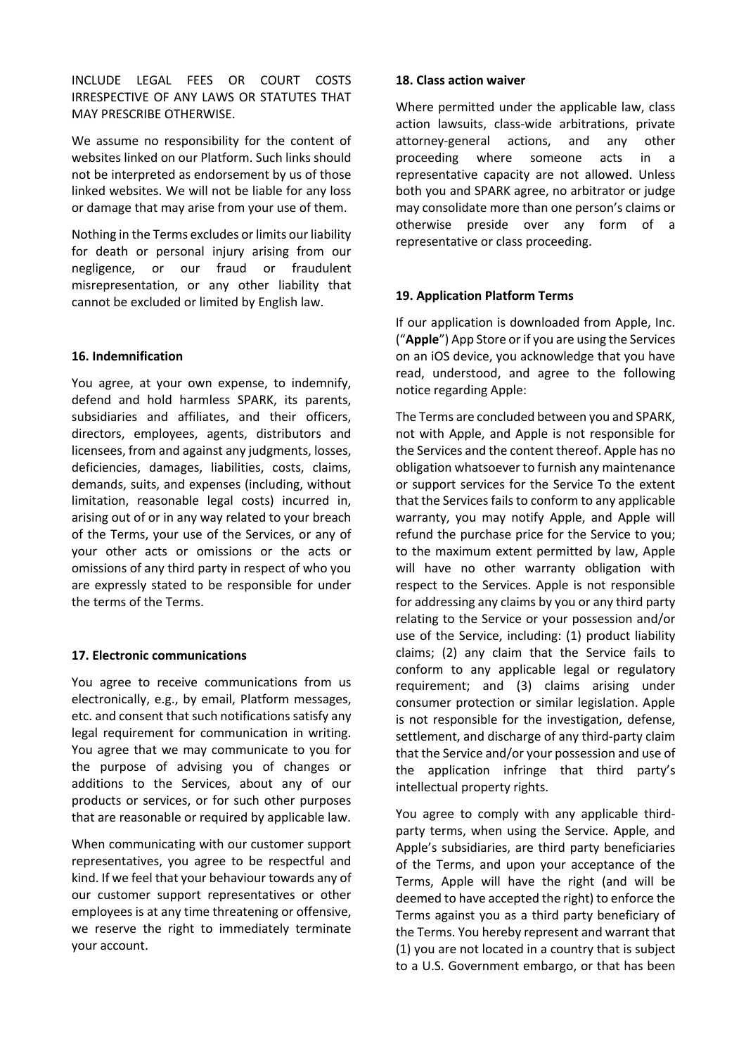INCLUDE LEGAL FEES OR COURT COSTS IRRESPECTIVE OF ANY LAWS OR STATUTES THAT MAY PRESCRIBE OTHERWISE.

We assume no responsibility for the content of websites linked on our Platform. Such links should not be interpreted as endorsement by us of those linked websites. We will not be liable for any loss or damage that may arise from your use of them.

Nothing in the Terms excludes or limits our liability for death or personal injury arising from our negligence, or our fraud or fraudulent misrepresentation, or any other liability that cannot be excluded or limited by English law.

**16. Indemnification**

You agree, at your own expense, to indemnify, defend and hold harmless SPARK, its parents, subsidiaries and affiliates, and their officers, directors, employees, agents, distributors and licensees, from and against any judgments, losses, deficiencies, damages, liabilities, costs, claims, demands, suits, and expenses (including, without limitation, reasonable legal costs) incurred in, arising out of or in any way related to your breach of the Terms, your use of the Services, or any of your other acts or omissions or the acts or omissions of any third party in respect of who you are expressly stated to be responsible for under the terms of the Terms.

**17. Electronic communications**

You agree to receive communications from us electronically, e.g., by email, Platform messages, etc. and consent that such notifications satisfy any legal requirement for communication in writing. You agree that we may communicate to you for the purpose of advising you of changes or additions to the Services, about any of our products or services, or for such other purposes that are reasonable or required by applicable law.

When communicating with our customer support representatives, you agree to be respectful and kind. If we feel that your behaviour towards any of our customer support representatives or other employees is at any time threatening or offensive, we reserve the right to immediately terminate your account.

**18. Class action waiver**

Where permitted under the applicable law, class action lawsuits, class-wide arbitrations, private attorney-general actions, and any other proceeding where someone acts in a representative capacity are not allowed. Unless both you and SPARK agree, no arbitrator or judge may consolidate more than one person's claims or otherwise preside over any form of a representative or class proceeding.

**19. Application Platform Terms**

If our application is downloaded from Apple, Inc. ("**Apple**") App Store or if you are using the Services on an iOS device, you acknowledge that you have read, understood, and agree to the following notice regarding Apple:

The Terms are concluded between you and SPARK, not with Apple, and Apple is not responsible for the Services and the content thereof. Apple has no obligation whatsoever to furnish any maintenance or support services for the Service To the extent that the Services fails to conform to any applicable warranty, you may notify Apple, and Apple will refund the purchase price for the Service to you; to the maximum extent permitted by law, Apple will have no other warranty obligation with respect to the Services. Apple is not responsible for addressing any claims by you or any third party relating to the Service or your possession and/or use of the Service, including: (1) product liability claims; (2) any claim that the Service fails to conform to any applicable legal or regulatory requirement; and (3) claims arising under consumer protection or similar legislation. Apple is not responsible for the investigation, defense, settlement, and discharge of any third-party claim that the Service and/or your possession and use of the application infringe that third party's intellectual property rights.

You agree to comply with any applicable third-party terms, when using the Service. Apple, and Apple's subsidiaries, are third party beneficiaries of the Terms, and upon your acceptance of the Terms, Apple will have the right (and will be deemed to have accepted the right) to enforce the Terms against you as a third party beneficiary of the Terms. You hereby represent and warrant that (1) you are not located in a country that is subject to a U.S. Government embargo, or that has been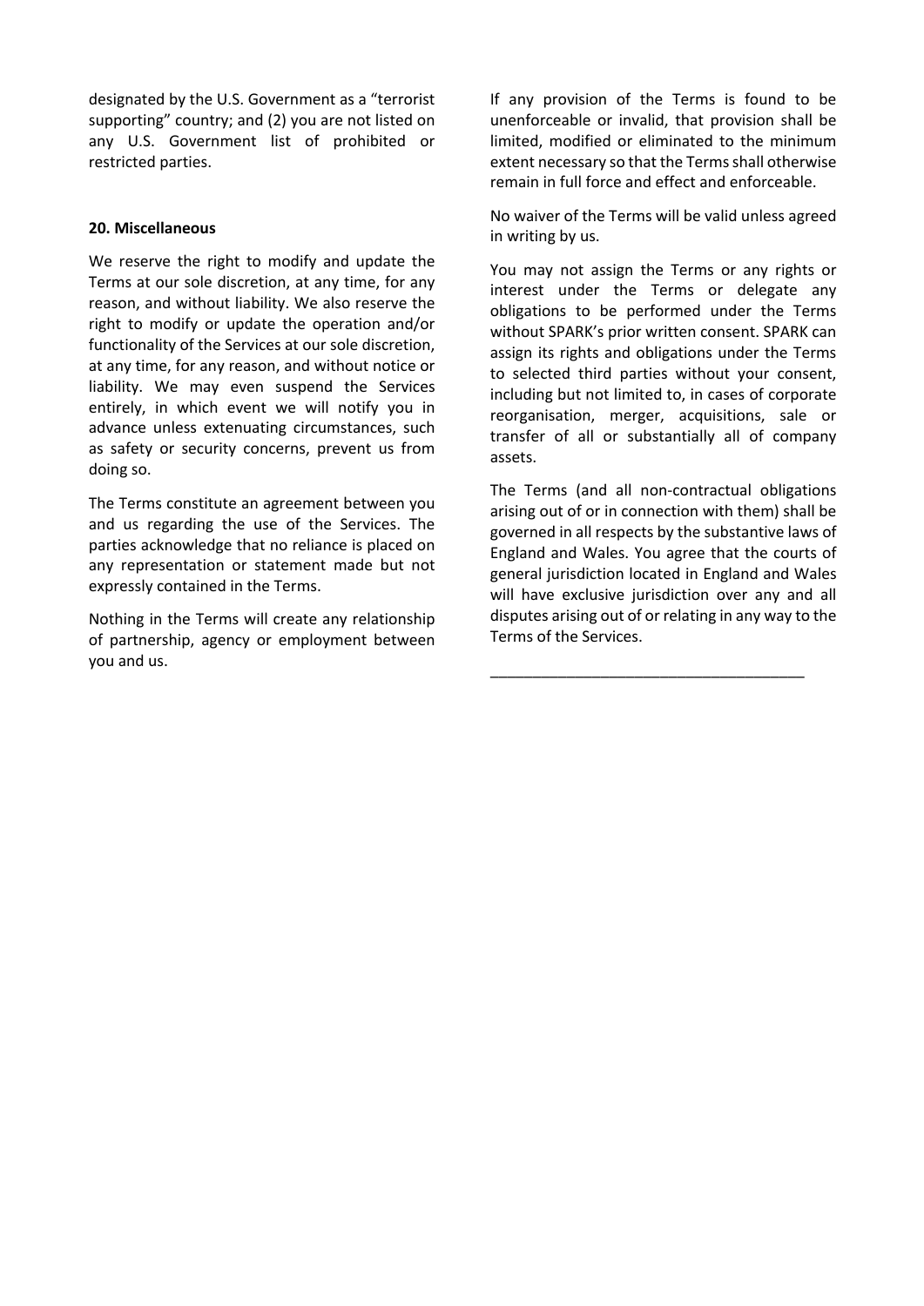designated by the U.S. Government as a "terrorist supporting" country; and (2) you are not listed on any U.S. Government list of prohibited or restricted parties.

**20. Miscellaneous**

We reserve the right to modify and update the Terms at our sole discretion, at any time, for any reason, and without liability. We also reserve the right to modify or update the operation and/or functionality of the Services at our sole discretion, at any time, for any reason, and without notice or liability. We may even suspend the Services entirely, in which event we will notify you in advance unless extenuating circumstances, such as safety or security concerns, prevent us from doing so.

The Terms constitute an agreement between you and us regarding the use of the Services. The parties acknowledge that no reliance is placed on any representation or statement made but not expressly contained in the Terms.

Nothing in the Terms will create any relationship of partnership, agency or employment between you and us.

If any provision of the Terms is found to be unenforceable or invalid, that provision shall be limited, modified or eliminated to the minimum extent necessary so that the Terms shall otherwise remain in full force and effect and enforceable.

No waiver of the Terms will be valid unless agreed in writing by us.

You may not assign the Terms or any rights or interest under the Terms or delegate any obligations to be performed under the Terms without SPARK's prior written consent. SPARK can assign its rights and obligations under the Terms to selected third parties without your consent, including but not limited to, in cases of corporate reorganisation, merger, acquisitions, sale or transfer of all or substantially all of company assets.

The Terms (and all non-contractual obligations arising out of or in connection with them) shall be governed in all respects by the substantive laws of England and Wales. You agree that the courts of general jurisdiction located in England and Wales will have exclusive jurisdiction over any and all disputes arising out of or relating in any way to the Terms of the Services.

\_\_\_\_\_\_\_\_\_\_\_\_\_\_\_\_\_\_\_\_\_\_\_\_\_\_\_\_\_\_\_\_\_\_\_\_